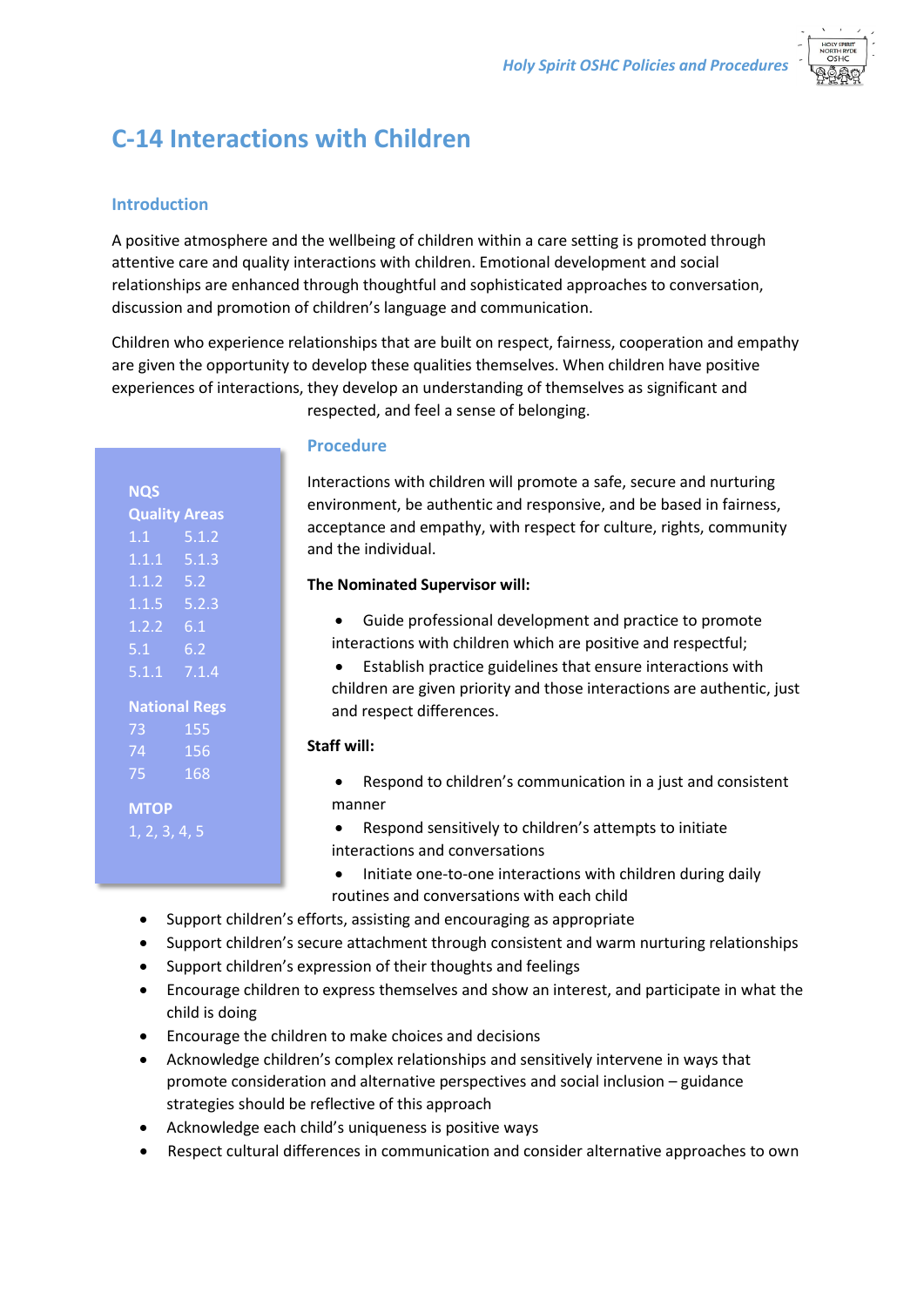# C-14 Interactions with Children

## Introduction

A positive atmosphere and the wellbeing of children within a care setting is promoted through attentive care and quality interactions with children. Emotional development and social relationships are enhanced through thoughtful and sophisticated approaches to conversation, discussion and promotion of children's language and communication.

Children who experience relationships that are built on respect, fairness, cooperation and empathy are given the opportunity to develop these qualities themselves. When children have positive experiences of interactions, they develop an understanding of themselves as significant and respected, and feel a sense of belonging.

**NQS Quality Areas**

| | |
|---|---|
| 1.1 | 5.1.2 |
| 1.1.1 | 5.1.3 |
| 1.1.2 | 5.2 |
| 1.1.5 | 5.2.3 |
| 1.2.2 | 6.1 |
| 5.1 | 6.2 |
| 5.1.1 | 7.1.4 |

**National Regs**

| | |
|---|---|
| 73 | 155 |
| 74 | 156 |
| 75 | 168 |

**MTOP**

1, 2, 3, 4, 5

## Procedure

Interactions with children will promote a safe, secure and nurturing environment, be authentic and responsive, and be based in fairness, acceptance and empathy, with respect for culture, rights, community and the individual.

**The Nominated Supervisor will:**

- Guide professional development and practice to promote interactions with children which are positive and respectful;
- Establish practice guidelines that ensure interactions with children are given priority and those interactions are authentic, just and respect differences.

**Staff will:**

- Respond to children's communication in a just and consistent manner
- Respond sensitively to children's attempts to initiate interactions and conversations
- Initiate one-to-one interactions with children during daily routines and conversations with each child
- Support children's efforts, assisting and encouraging as appropriate
- Support children's secure attachment through consistent and warm nurturing relationships
- Support children's expression of their thoughts and feelings
- Encourage children to express themselves and show an interest, and participate in what the child is doing
- Encourage the children to make choices and decisions
- Acknowledge children's complex relationships and sensitively intervene in ways that promote consideration and alternative perspectives and social inclusion – guidance strategies should be reflective of this approach
- Acknowledge each child's uniqueness is positive ways
- Respect cultural differences in communication and consider alternative approaches to own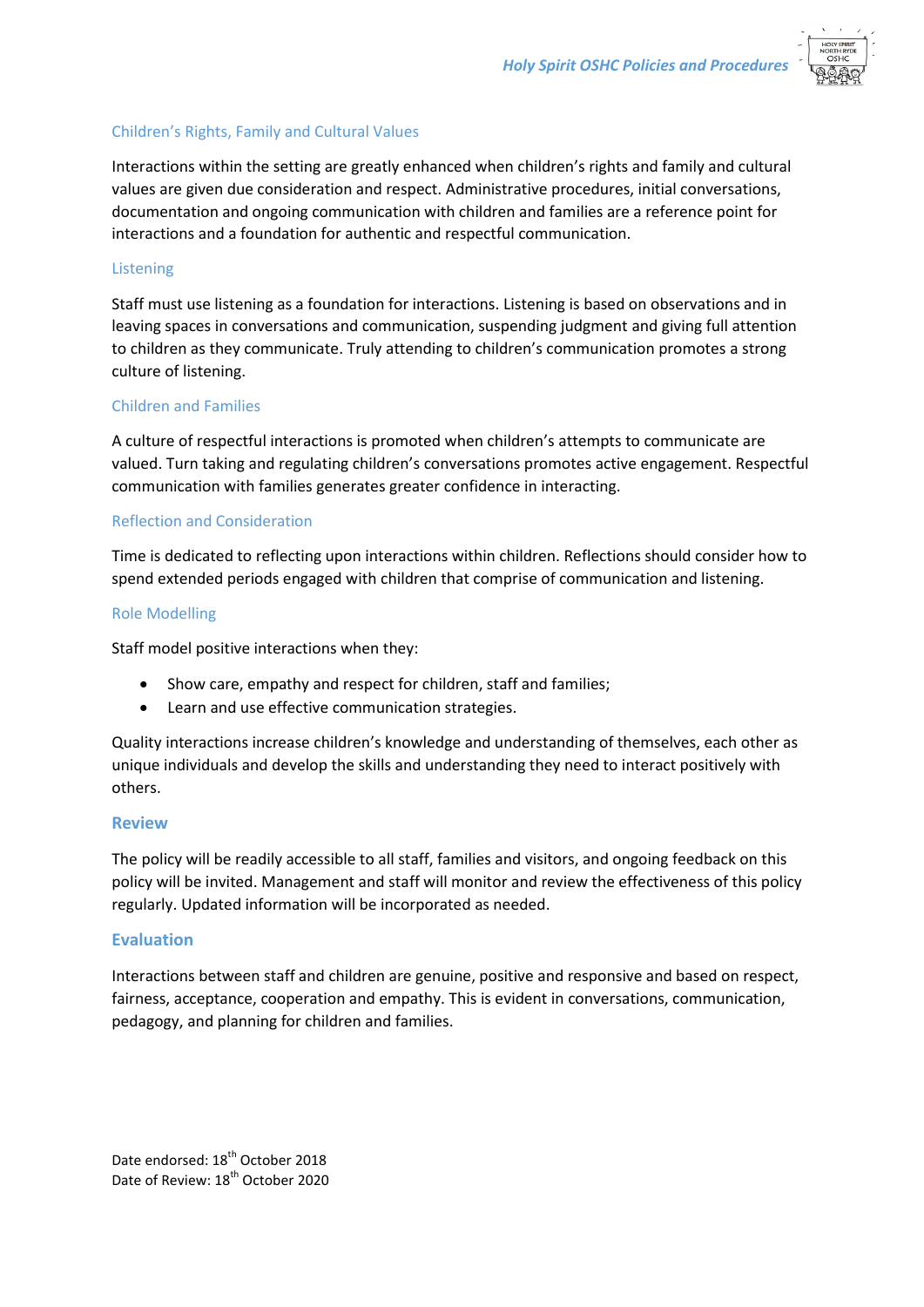### Children's Rights, Family and Cultural Values

Interactions within the setting are greatly enhanced when children's rights and family and cultural values are given due consideration and respect. Administrative procedures, initial conversations, documentation and ongoing communication with children and families are a reference point for interactions and a foundation for authentic and respectful communication.

### Listening

Staff must use listening as a foundation for interactions. Listening is based on observations and in leaving spaces in conversations and communication, suspending judgment and giving full attention to children as they communicate. Truly attending to children's communication promotes a strong culture of listening.

### Children and Families

A culture of respectful interactions is promoted when children's attempts to communicate are valued. Turn taking and regulating children's conversations promotes active engagement. Respectful communication with families generates greater confidence in interacting.

### Reflection and Consideration

Time is dedicated to reflecting upon interactions within children. Reflections should consider how to spend extended periods engaged with children that comprise of communication and listening.

### Role Modelling

Staff model positive interactions when they:

- Show care, empathy and respect for children, staff and families;
- Learn and use effective communication strategies.

Quality interactions increase children's knowledge and understanding of themselves, each other as unique individuals and develop the skills and understanding they need to interact positively with others.

## Review

The policy will be readily accessible to all staff, families and visitors, and ongoing feedback on this policy will be invited. Management and staff will monitor and review the effectiveness of this policy regularly. Updated information will be incorporated as needed.

## Evaluation

Interactions between staff and children are genuine, positive and responsive and based on respect, fairness, acceptance, cooperation and empathy. This is evident in conversations, communication, pedagogy, and planning for children and families.

Date endorsed: 18th October 2018
Date of Review: 18th October 2020